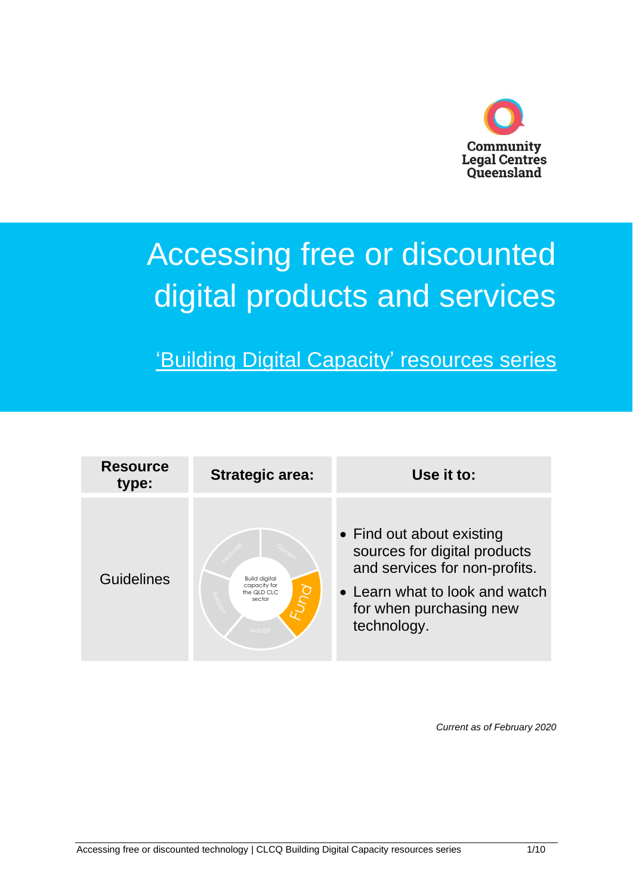Community Legal Centres Queensland

# Accessing free or discounted digital products and services

['Building Digital Capacity' resources series]

| Resource type: | Strategic area: | Use it to: |
|---|---|---|
| Guidelines | Build digital capacity for the QLD CLC sector<br>Govern<br>Fund<br>Adopt<br>Support<br>Innovate | • Find out about existing sources for digital products and services for non-profits.<br>• Learn what to look and watch for when purchasing new technology. |

*Current as of February 2020*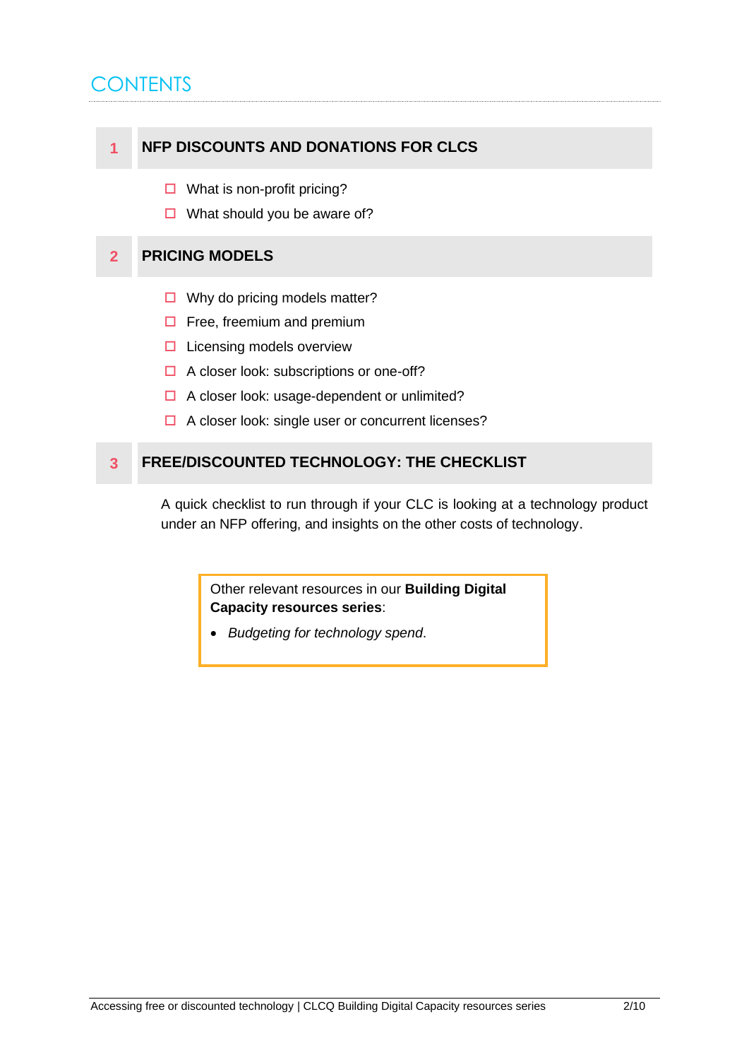# CONTENTS

## 1 NFP DISCOUNTS AND DONATIONS FOR CLCS

- What is non-profit pricing?
- What should you be aware of?

## 2 PRICING MODELS

- Why do pricing models matter?
- Free, freemium and premium
- Licensing models overview
- A closer look: subscriptions or one-off?
- A closer look: usage-dependent or unlimited?
- A closer look: single user or concurrent licenses?

## 3 FREE/DISCOUNTED TECHNOLOGY: THE CHECKLIST

A quick checklist to run through if your CLC is looking at a technology product under an NFP offering, and insights on the other costs of technology.

> Other relevant resources in our **Building Digital Capacity resources series**:
>
> - *Budgeting for technology spend*.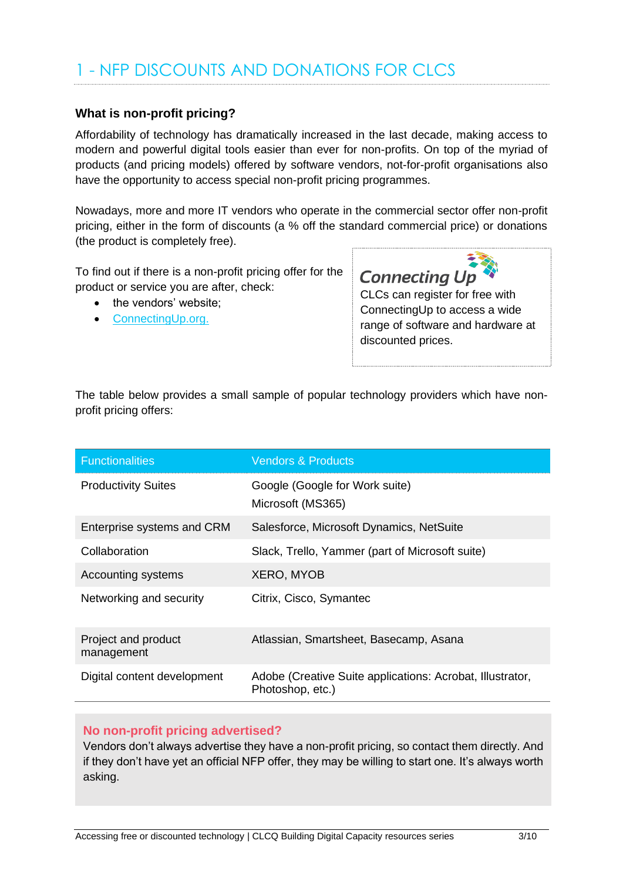# 1 - NFP DISCOUNTS AND DONATIONS FOR CLCS

### What is non-profit pricing?

Affordability of technology has dramatically increased in the last decade, making access to modern and powerful digital tools easier than ever for non-profits. On top of the myriad of products (and pricing models) offered by software vendors, not-for-profit organisations also have the opportunity to access special non-profit pricing programmes.

Nowadays, more and more IT vendors who operate in the commercial sector offer non-profit pricing, either in the form of discounts (a % off the standard commercial price) or donations (the product is completely free).

To find out if there is a non-profit pricing offer for the product or service you are after, check:

- the vendors' website;
- ConnectingUp.org.

**Connecting Up**

CLCs can register for free with ConnectingUp to access a wide range of software and hardware at discounted prices.

The table below provides a small sample of popular technology providers which have non-profit pricing offers:

| Functionalities | Vendors & Products |
|---|---|
| Productivity Suites | Google (Google for Work suite)<br>Microsoft (MS365) |
| Enterprise systems and CRM | Salesforce, Microsoft Dynamics, NetSuite |
| Collaboration | Slack, Trello, Yammer (part of Microsoft suite) |
| Accounting systems | XERO, MYOB |
| Networking and security | Citrix, Cisco, Symantec |
| Project and product management | Atlassian, Smartsheet, Basecamp, Asana |
| Digital content development | Adobe (Creative Suite applications: Acrobat, Illustrator, Photoshop, etc.) |

**No non-profit pricing advertised?**

Vendors don't always advertise they have a non-profit pricing, so contact them directly. And if they don't have yet an official NFP offer, they may be willing to start one. It's always worth asking.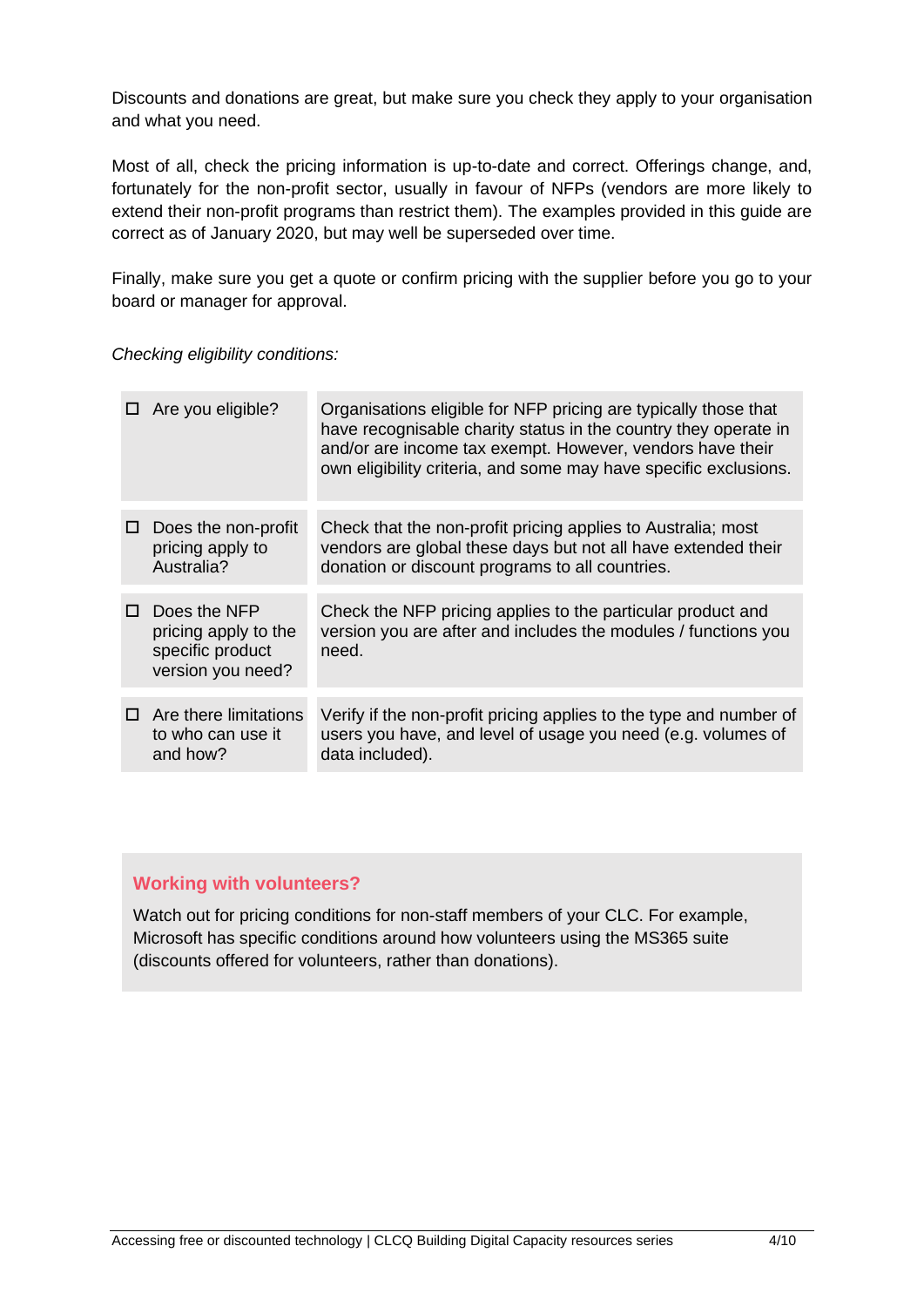Discounts and donations are great, but make sure you check they apply to your organisation and what you need.

Most of all, check the pricing information is up-to-date and correct. Offerings change, and, fortunately for the non-profit sector, usually in favour of NFPs (vendors are more likely to extend their non-profit programs than restrict them). The examples provided in this guide are correct as of January 2020, but may well be superseded over time.

Finally, make sure you get a quote or confirm pricing with the supplier before you go to your board or manager for approval.

*Checking eligibility conditions:*

| | |
|---|---|
| ☐ Are you eligible? | Organisations eligible for NFP pricing are typically those that have recognisable charity status in the country they operate in and/or are income tax exempt. However, vendors have their own eligibility criteria, and some may have specific exclusions. |
| ☐ Does the non-profit pricing apply to Australia? | Check that the non-profit pricing applies to Australia; most vendors are global these days but not all have extended their donation or discount programs to all countries. |
| ☐ Does the NFP pricing apply to the specific product version you need? | Check the NFP pricing applies to the particular product and version you are after and includes the modules / functions you need. |
| ☐ Are there limitations to who can use it and how? | Verify if the non-profit pricing applies to the type and number of users you have, and level of usage you need (e.g. volumes of data included). |

### Working with volunteers?

Watch out for pricing conditions for non-staff members of your CLC. For example, Microsoft has specific conditions around how volunteers using the MS365 suite (discounts offered for volunteers, rather than donations).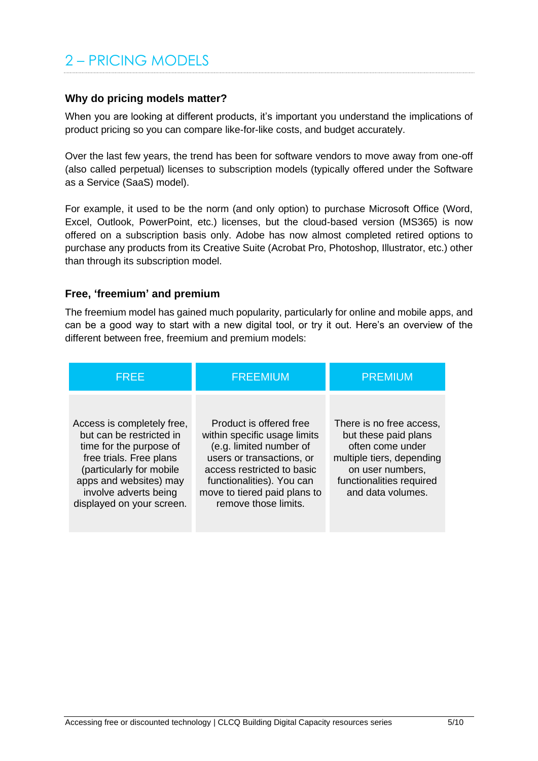## 2 – PRICING MODELS

### Why do pricing models matter?

When you are looking at different products, it's important you understand the implications of product pricing so you can compare like-for-like costs, and budget accurately.

Over the last few years, the trend has been for software vendors to move away from one-off (also called perpetual) licenses to subscription models (typically offered under the Software as a Service (SaaS) model).

For example, it used to be the norm (and only option) to purchase Microsoft Office (Word, Excel, Outlook, PowerPoint, etc.) licenses, but the cloud-based version (MS365) is now offered on a subscription basis only. Adobe has now almost completed retired options to purchase any products from its Creative Suite (Acrobat Pro, Photoshop, Illustrator, etc.) other than through its subscription model.

### Free, 'freemium' and premium

The freemium model has gained much popularity, particularly for online and mobile apps, and can be a good way to start with a new digital tool, or try it out. Here's an overview of the different between free, freemium and premium models:

| FREE | FREEMIUM | PREMIUM |
| --- | --- | --- |
| Access is completely free, but can be restricted in time for the purpose of free trials. Free plans (particularly for mobile apps and websites) may involve adverts being displayed on your screen. | Product is offered free within specific usage limits (e.g. limited number of users or transactions, or access restricted to basic functionalities). You can move to tiered paid plans to remove those limits. | There is no free access, but these paid plans often come under multiple tiers, depending on user numbers, functionalities required and data volumes. |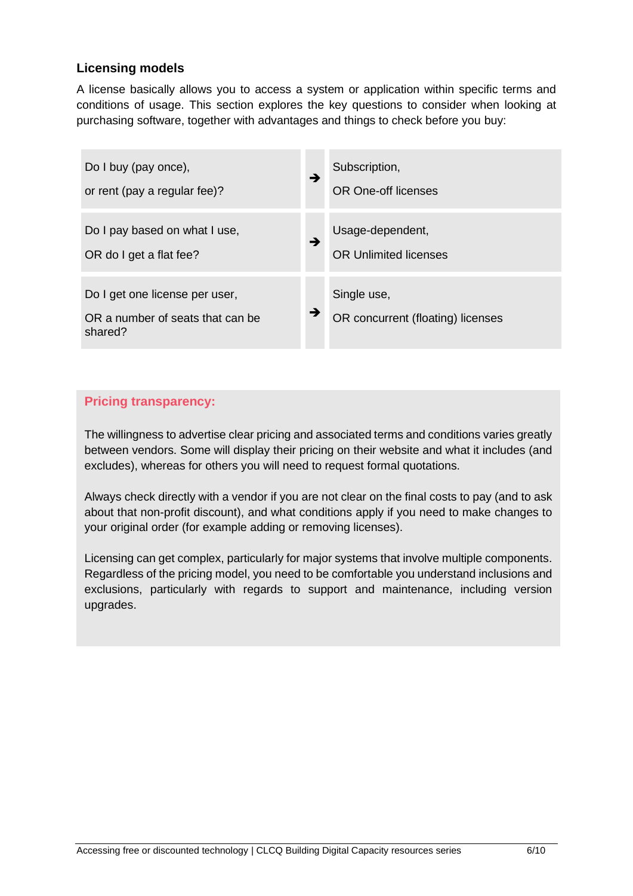### Licensing models

A license basically allows you to access a system or application within specific terms and conditions of usage. This section explores the key questions to consider when looking at purchasing software, together with advantages and things to check before you buy:

| | | |
|---|---|---|
| Do I buy (pay once),<br>or rent (pay a regular fee)? | ➔ | Subscription,<br>OR One-off licenses |
| Do I pay based on what I use,<br>OR do I get a flat fee? | ➔ | Usage-dependent,<br>OR Unlimited licenses |
| Do I get one license per user,<br>OR a number of seats that can be shared? | ➔ | Single use,<br>OR concurrent (floating) licenses |

**Pricing transparency:**

The willingness to advertise clear pricing and associated terms and conditions varies greatly between vendors. Some will display their pricing on their website and what it includes (and excludes), whereas for others you will need to request formal quotations.

Always check directly with a vendor if you are not clear on the final costs to pay (and to ask about that non-profit discount), and what conditions apply if you need to make changes to your original order (for example adding or removing licenses).

Licensing can get complex, particularly for major systems that involve multiple components. Regardless of the pricing model, you need to be comfortable you understand inclusions and exclusions, particularly with regards to support and maintenance, including version upgrades.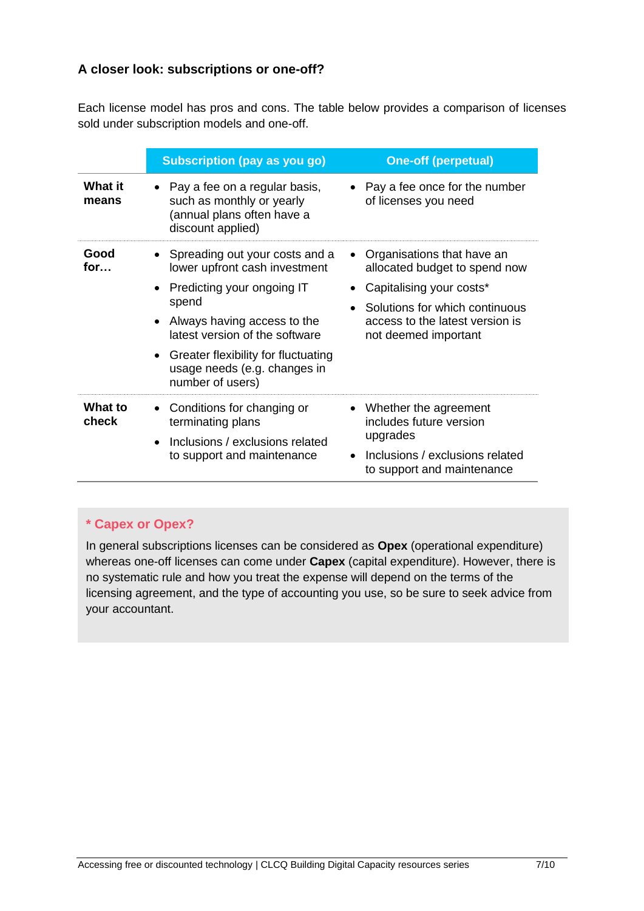### A closer look: subscriptions or one-off?

Each license model has pros and cons. The table below provides a comparison of licenses sold under subscription models and one-off.

| | Subscription (pay as you go) | One-off (perpetual) |
|---|---|---|
| **What it means** | • Pay a fee on a regular basis, such as monthly or yearly (annual plans often have a discount applied) | • Pay a fee once for the number of licenses you need |
| **Good for…** | • Spreading out your costs and a lower upfront cash investment<br>• Predicting your ongoing IT spend<br>• Always having access to the latest version of the software<br>• Greater flexibility for fluctuating usage needs (e.g. changes in number of users) | • Organisations that have an allocated budget to spend now<br>• Capitalising your costs*<br>• Solutions for which continuous access to the latest version is not deemed important |
| **What to check** | • Conditions for changing or terminating plans<br>• Inclusions / exclusions related to support and maintenance | • Whether the agreement includes future version upgrades<br>• Inclusions / exclusions related to support and maintenance |

#### * Capex or Opex?

In general subscriptions licenses can be considered as **Opex** (operational expenditure) whereas one-off licenses can come under **Capex** (capital expenditure). However, there is no systematic rule and how you treat the expense will depend on the terms of the licensing agreement, and the type of accounting you use, so be sure to seek advice from your accountant.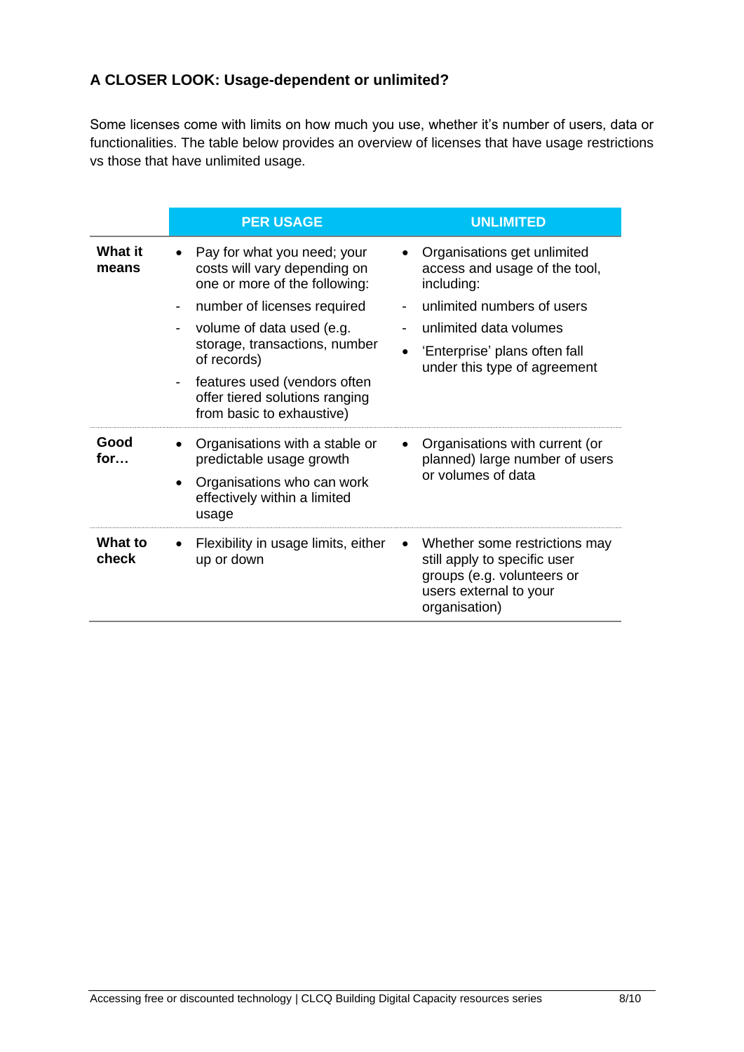### A CLOSER LOOK: Usage-dependent or unlimited?

Some licenses come with limits on how much you use, whether it's number of users, data or functionalities. The table below provides an overview of licenses that have usage restrictions vs those that have unlimited usage.

| | PER USAGE | UNLIMITED |
|---|---|---|
| **What it means** | • Pay for what you need; your costs will vary depending on one or more of the following:<br>- number of licenses required<br>- volume of data used (e.g. storage, transactions, number of records)<br>- features used (vendors often offer tiered solutions ranging from basic to exhaustive) | • Organisations get unlimited access and usage of the tool, including:<br>- unlimited numbers of users<br>- unlimited data volumes<br>• 'Enterprise' plans often fall under this type of agreement |
| **Good for…** | • Organisations with a stable or predictable usage growth<br>• Organisations who can work effectively within a limited usage | • Organisations with current (or planned) large number of users or volumes of data |
| **What to check** | • Flexibility in usage limits, either up or down | • Whether some restrictions may still apply to specific user groups (e.g. volunteers or users external to your organisation) |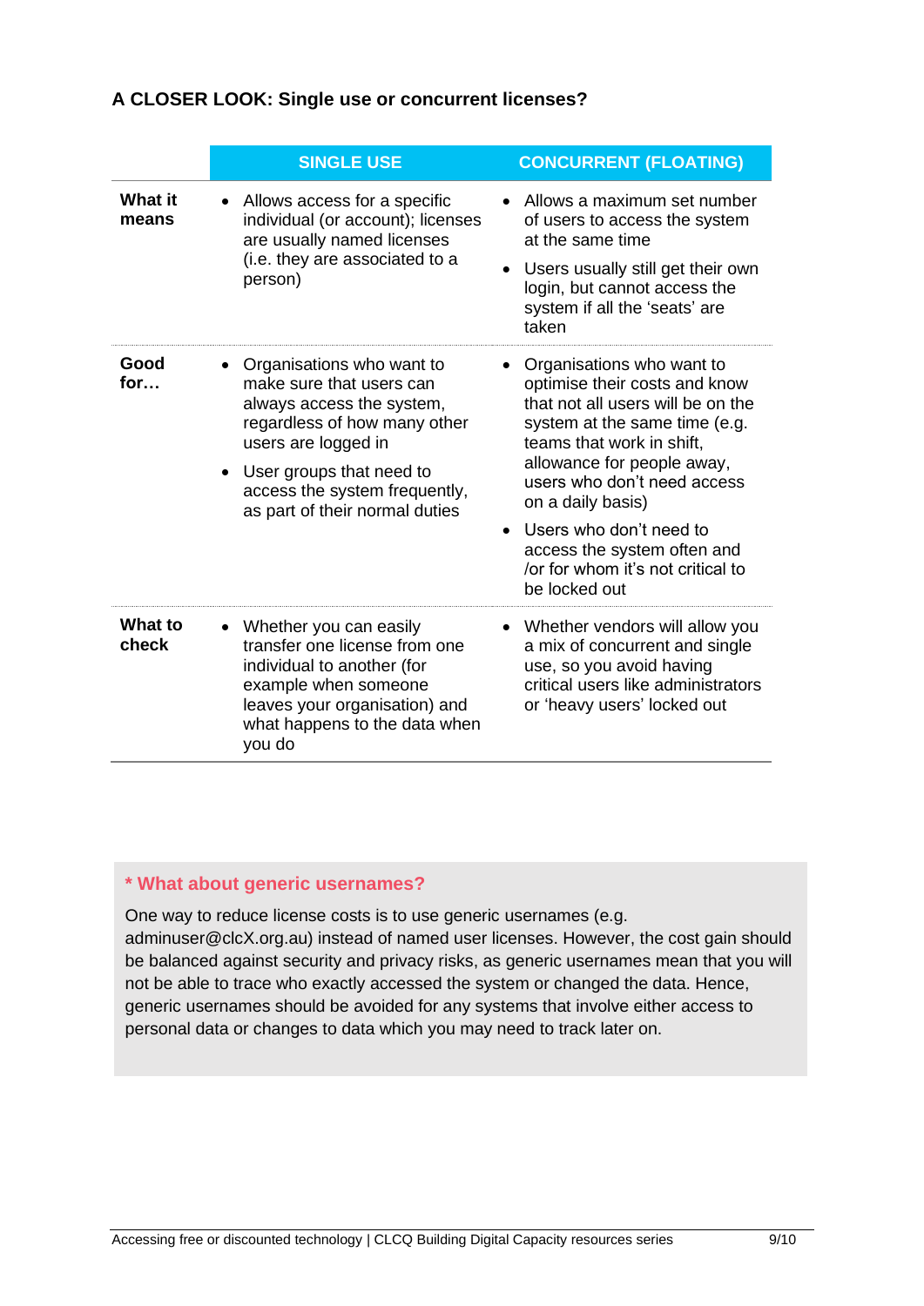### A CLOSER LOOK: Single use or concurrent licenses?

| | SINGLE USE | CONCURRENT (FLOATING) |
|---|---|---|
| **What it means** | • Allows access for a specific individual (or account); licenses are usually named licenses (i.e. they are associated to a person) | • Allows a maximum set number of users to access the system at the same time<br>• Users usually still get their own login, but cannot access the system if all the 'seats' are taken |
| **Good for…** | • Organisations who want to make sure that users can always access the system, regardless of how many other users are logged in<br>• User groups that need to access the system frequently, as part of their normal duties | • Organisations who want to optimise their costs and know that not all users will be on the system at the same time (e.g. teams that work in shift, allowance for people away, users who don't need access on a daily basis)<br>• Users who don't need to access the system often and /or for whom it's not critical to be locked out |
| **What to check** | • Whether you can easily transfer one license from one individual to another (for example when someone leaves your organisation) and what happens to the data when you do | • Whether vendors will allow you a mix of concurrent and single use, so you avoid having critical users like administrators or 'heavy users' locked out |

**\* What about generic usernames?**

One way to reduce license costs is to use generic usernames (e.g. adminuser@clcX.org.au) instead of named user licenses. However, the cost gain should be balanced against security and privacy risks, as generic usernames mean that you will not be able to trace who exactly accessed the system or changed the data. Hence, generic usernames should be avoided for any systems that involve either access to personal data or changes to data which you may need to track later on.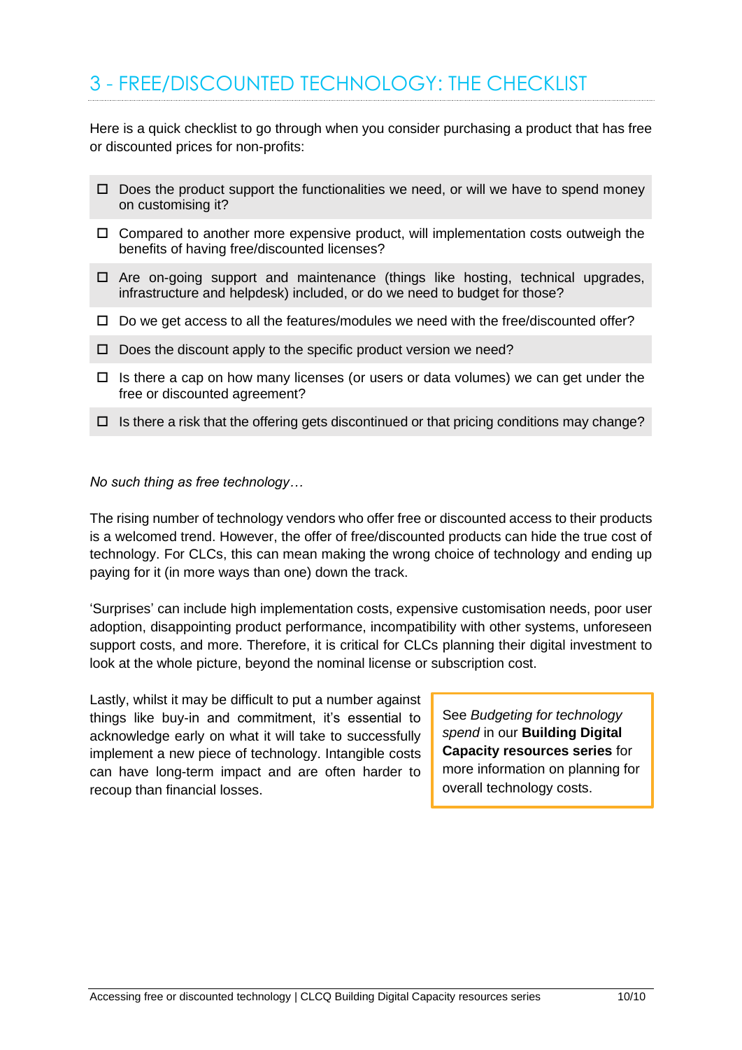# 3 - FREE/DISCOUNTED TECHNOLOGY: THE CHECKLIST

Here is a quick checklist to go through when you consider purchasing a product that has free or discounted prices for non-profits:

- ☐ Does the product support the functionalities we need, or will we have to spend money on customising it?
- ☐ Compared to another more expensive product, will implementation costs outweigh the benefits of having free/discounted licenses?
- ☐ Are on-going support and maintenance (things like hosting, technical upgrades, infrastructure and helpdesk) included, or do we need to budget for those?
- ☐ Do we get access to all the features/modules we need with the free/discounted offer?
- ☐ Does the discount apply to the specific product version we need?
- ☐ Is there a cap on how many licenses (or users or data volumes) we can get under the free or discounted agreement?
- ☐ Is there a risk that the offering gets discontinued or that pricing conditions may change?

*No such thing as free technology…*

The rising number of technology vendors who offer free or discounted access to their products is a welcomed trend. However, the offer of free/discounted products can hide the true cost of technology. For CLCs, this can mean making the wrong choice of technology and ending up paying for it (in more ways than one) down the track.

'Surprises' can include high implementation costs, expensive customisation needs, poor user adoption, disappointing product performance, incompatibility with other systems, unforeseen support costs, and more. Therefore, it is critical for CLCs planning their digital investment to look at the whole picture, beyond the nominal license or subscription cost.

Lastly, whilst it may be difficult to put a number against things like buy-in and commitment, it's essential to acknowledge early on what it will take to successfully implement a new piece of technology. Intangible costs can have long-term impact and are often harder to recoup than financial losses.

> See *Budgeting for technology spend* in our **Building Digital Capacity resources series** for more information on planning for overall technology costs.